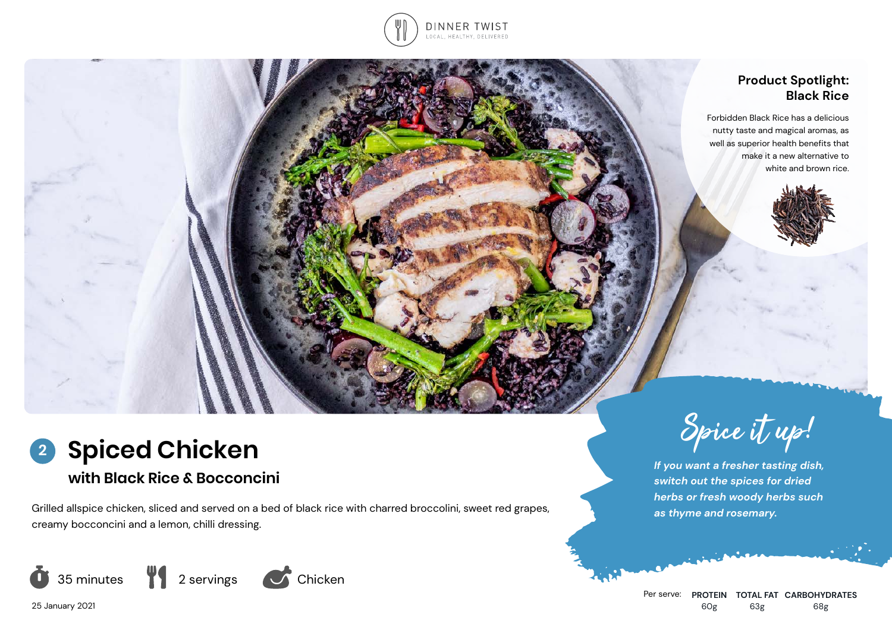DINNER TWIST

LOCAL, HEALTHY, DELIVERED

## Product Spotlight: Black Rice

Forbidden Black Rice has a delicious nutty taste and magical aromas, as well as superior health benefits that make it a new alternative to white and brown rice.

# 2 Spiced Chicken

### with Black Rice & Bocconcini

Grilled allspice chicken, sliced and served on a bed of black rice with charred broccolini, sweet red grapes, creamy bocconcini and a lemon, chilli dressing.

35 minutes | 2 servings | Chicken

25 January 2021

## Spice it up!

*If you want a fresher tasting dish, switch out the spices for dried herbs or fresh woody herbs such as thyme and rosemary.*

| Per serve: | PROTEIN | TOTAL FAT | CARBOHYDRATES |
|---|---|---|---|
| | 60g | 63g | 68g |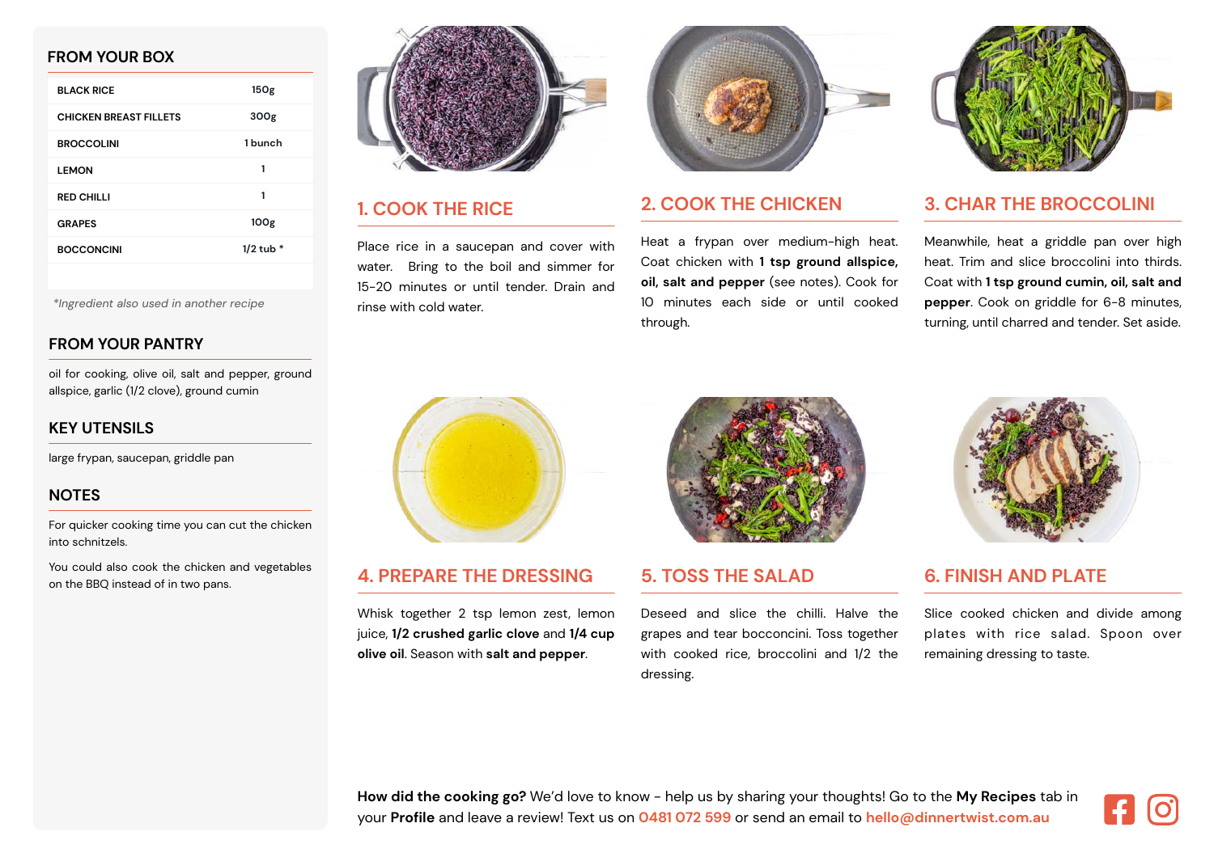## FROM YOUR BOX

| | |
|---|---|
| BLACK RICE | 150g |
| CHICKEN BREAST FILLETS | 300g |
| BROCCOLINI | 1 bunch |
| LEMON | 1 |
| RED CHILLI | 1 |
| GRAPES | 100g |
| BOCCONCINI | 1/2 tub * |

*\*Ingredient also used in another recipe*

## FROM YOUR PANTRY

oil for cooking, olive oil, salt and pepper, ground allspice, garlic (1/2 clove), ground cumin

## KEY UTENSILS

large frypan, saucepan, griddle pan

## NOTES

For quicker cooking time you can cut the chicken into schnitzels.

You could also cook the chicken and vegetables on the BBQ instead of in two pans.

## 1. COOK THE RICE

Place rice in a saucepan and cover with water. Bring to the boil and simmer for 15-20 minutes or until tender. Drain and rinse with cold water.

## 2. COOK THE CHICKEN

Heat a frypan over medium-high heat. Coat chicken with **1 tsp ground allspice, oil, salt and pepper** (see notes). Cook for 10 minutes each side or until cooked through.

## 3. CHAR THE BROCCOLINI

Meanwhile, heat a griddle pan over high heat. Trim and slice broccolini into thirds. Coat with **1 tsp ground cumin, oil, salt and pepper**. Cook on griddle for 6-8 minutes, turning, until charred and tender. Set aside.

## 4. PREPARE THE DRESSING

Whisk together 2 tsp lemon zest, lemon juice, **1/2 crushed garlic clove** and **1/4 cup olive oil**. Season with **salt and pepper**.

## 5. TOSS THE SALAD

Deseed and slice the chilli. Halve the grapes and tear bocconcini. Toss together with cooked rice, broccolini and 1/2 the dressing.

## 6. FINISH AND PLATE

Slice cooked chicken and divide among plates with rice salad. Spoon over remaining dressing to taste.

**How did the cooking go?** We'd love to know - help us by sharing your thoughts! Go to the **My Recipes** tab in your **Profile** and leave a review! Text us on 0481 072 599 or send an email to hello@dinnertwist.com.au